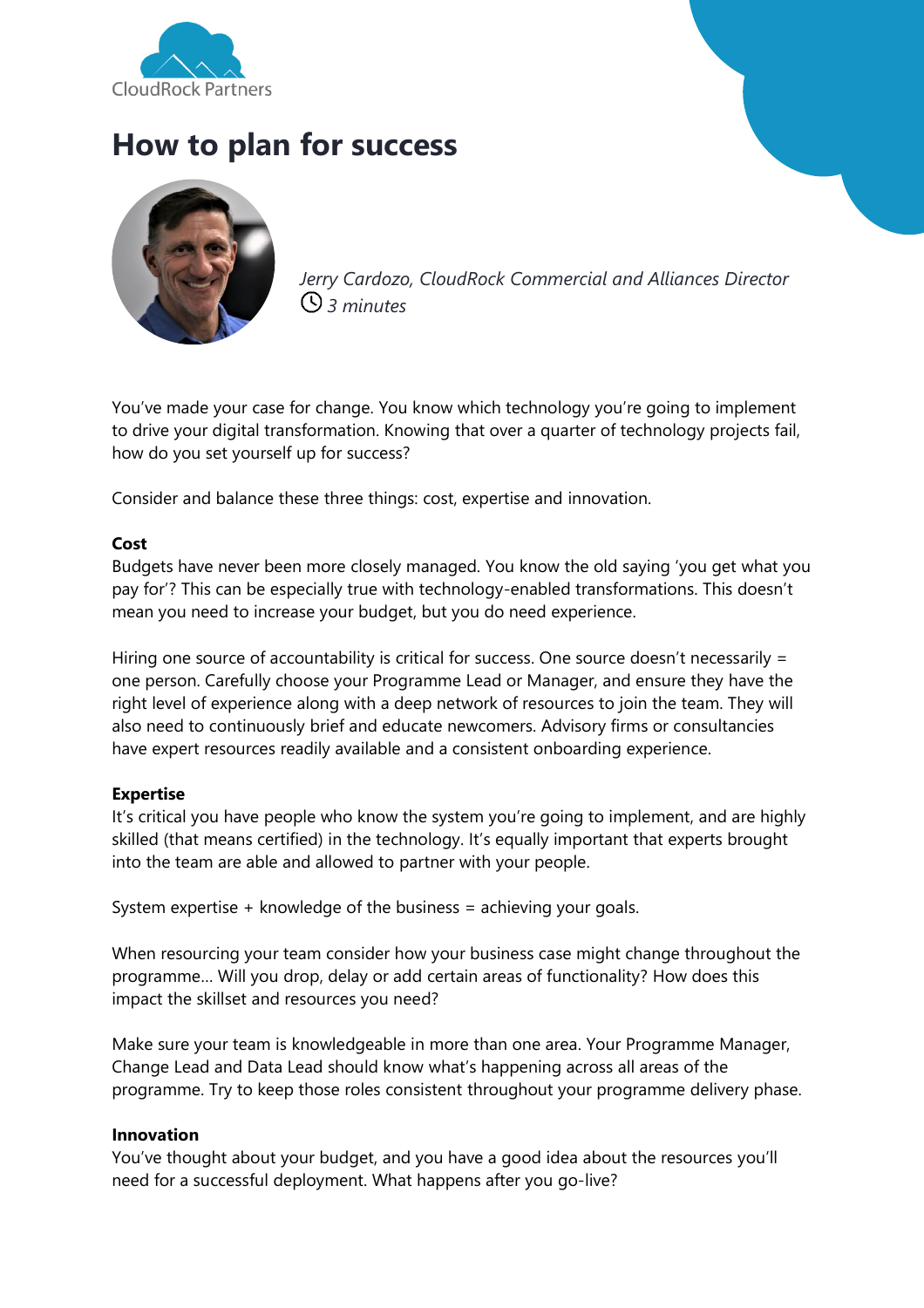CloudRock Partners

# How to plan for success

*Jerry Cardozo, CloudRock Commercial and Alliances Director*
*3 minutes*

You've made your case for change. You know which technology you're going to implement to drive your digital transformation. Knowing that over a quarter of technology projects fail, how do you set yourself up for success?

Consider and balance these three things: cost, expertise and innovation.

**Cost**
Budgets have never been more closely managed. You know the old saying 'you get what you pay for'? This can be especially true with technology-enabled transformations. This doesn't mean you need to increase your budget, but you do need experience.

Hiring one source of accountability is critical for success. One source doesn't necessarily = one person. Carefully choose your Programme Lead or Manager, and ensure they have the right level of experience along with a deep network of resources to join the team. They will also need to continuously brief and educate newcomers. Advisory firms or consultancies have expert resources readily available and a consistent onboarding experience.

**Expertise**
It's critical you have people who know the system you're going to implement, and are highly skilled (that means certified) in the technology. It's equally important that experts brought into the team are able and allowed to partner with your people.

System expertise + knowledge of the business = achieving your goals.

When resourcing your team consider how your business case might change throughout the programme… Will you drop, delay or add certain areas of functionality? How does this impact the skillset and resources you need?

Make sure your team is knowledgeable in more than one area. Your Programme Manager, Change Lead and Data Lead should know what's happening across all areas of the programme. Try to keep those roles consistent throughout your programme delivery phase.

**Innovation**
You've thought about your budget, and you have a good idea about the resources you'll need for a successful deployment. What happens after you go-live?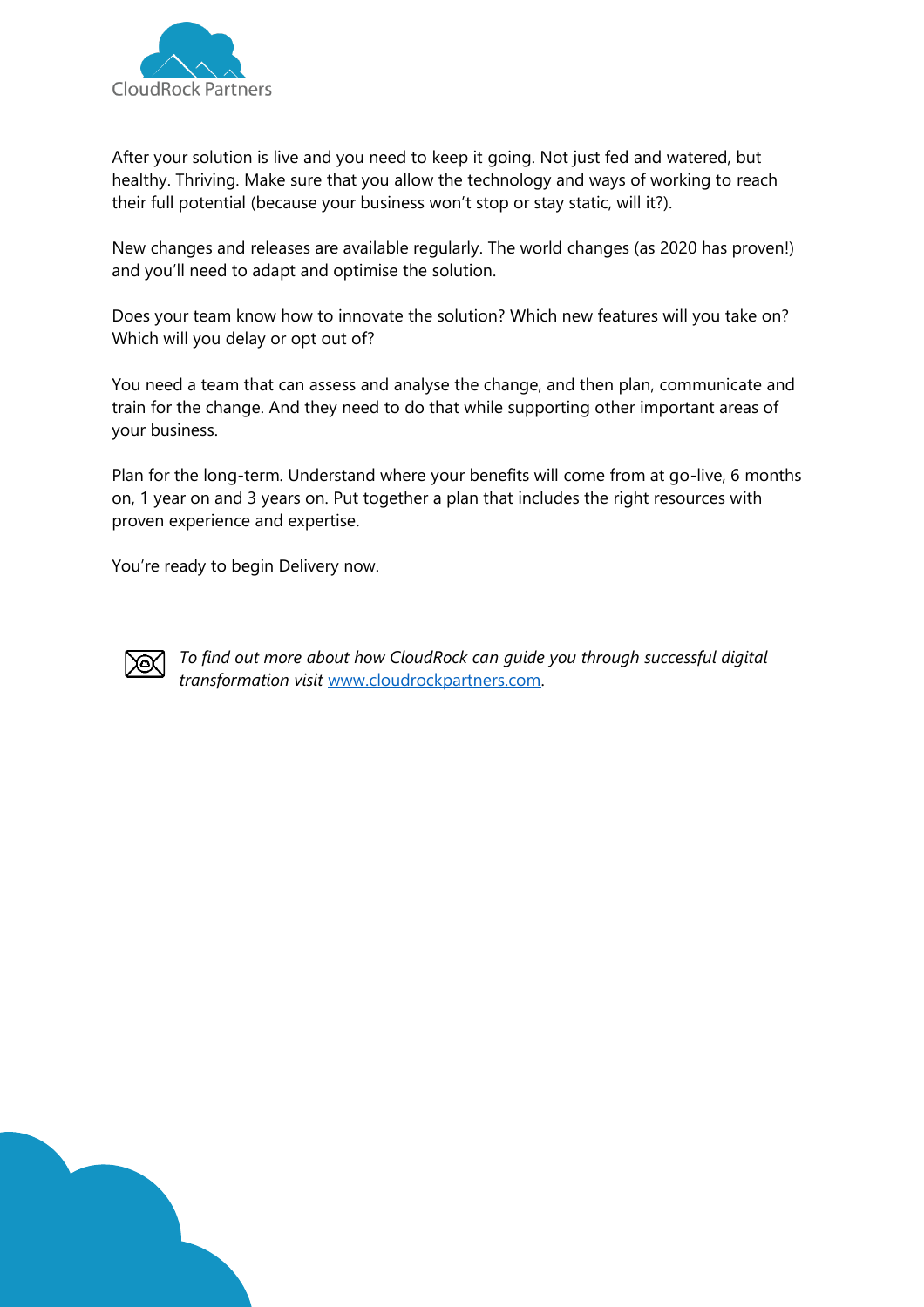After your solution is live and you need to keep it going. Not just fed and watered, but healthy. Thriving. Make sure that you allow the technology and ways of working to reach their full potential (because your business won't stop or stay static, will it?).

New changes and releases are available regularly. The world changes (as 2020 has proven!) and you'll need to adapt and optimise the solution.

Does your team know how to innovate the solution? Which new features will you take on? Which will you delay or opt out of?

You need a team that can assess and analyse the change, and then plan, communicate and train for the change. And they need to do that while supporting other important areas of your business.

Plan for the long-term. Understand where your benefits will come from at go-live, 6 months on, 1 year on and 3 years on. Put together a plan that includes the right resources with proven experience and expertise.

You're ready to begin Delivery now.

*To find out more about how CloudRock can guide you through successful digital transformation visit [www.cloudrockpartners.com](http://www.cloudrockpartners.com).*